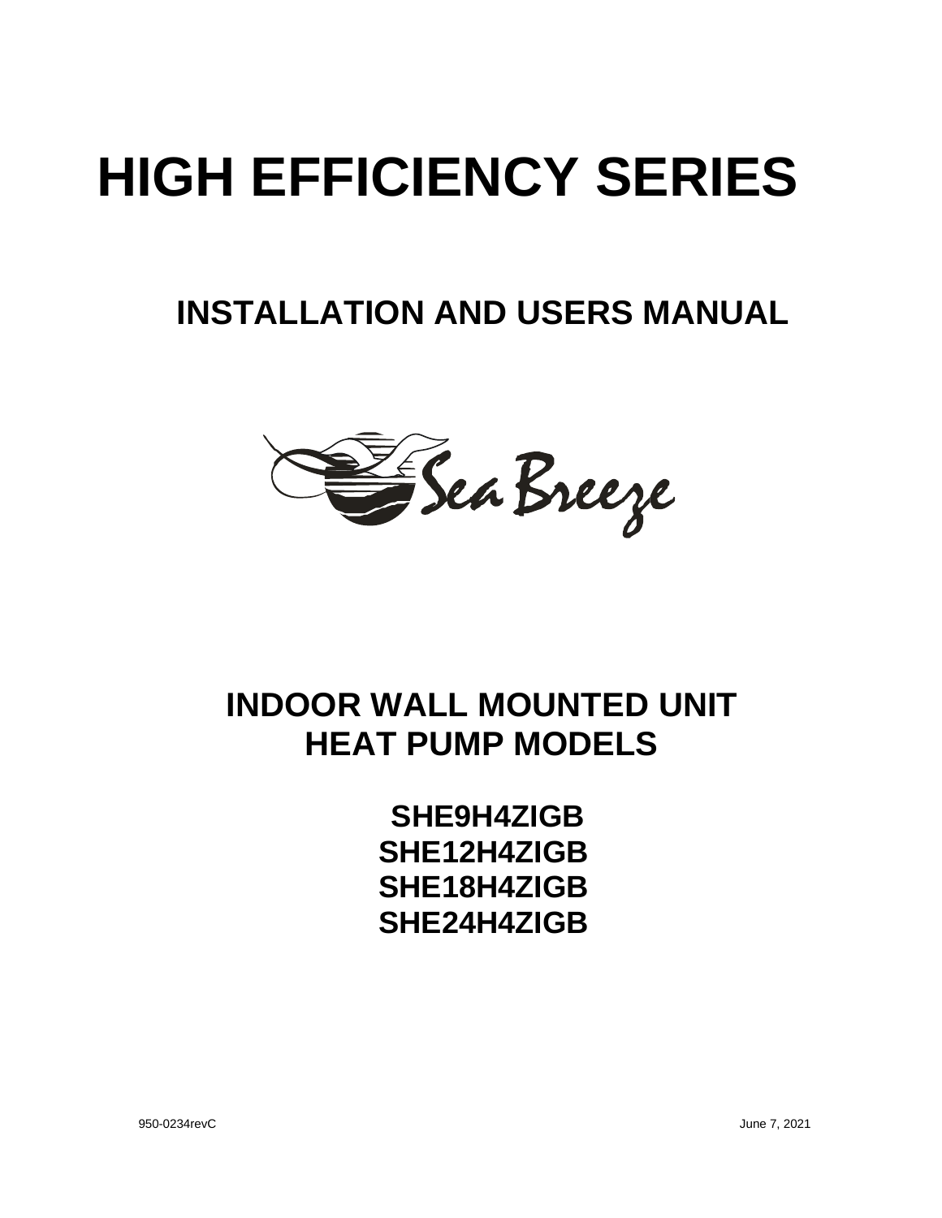# HIGH EFFICIENCY SERIES

## INSTALLATION AND USERS MANUAL

Sea Breeze

## INDOOR WALL MOUNTED UNIT
## HEAT PUMP MODELS

**SHE9H4ZIGB**
**SHE12H4ZIGB**
**SHE18H4ZIGB**
**SHE24H4ZIGB**

950-0234revC

June 7, 2021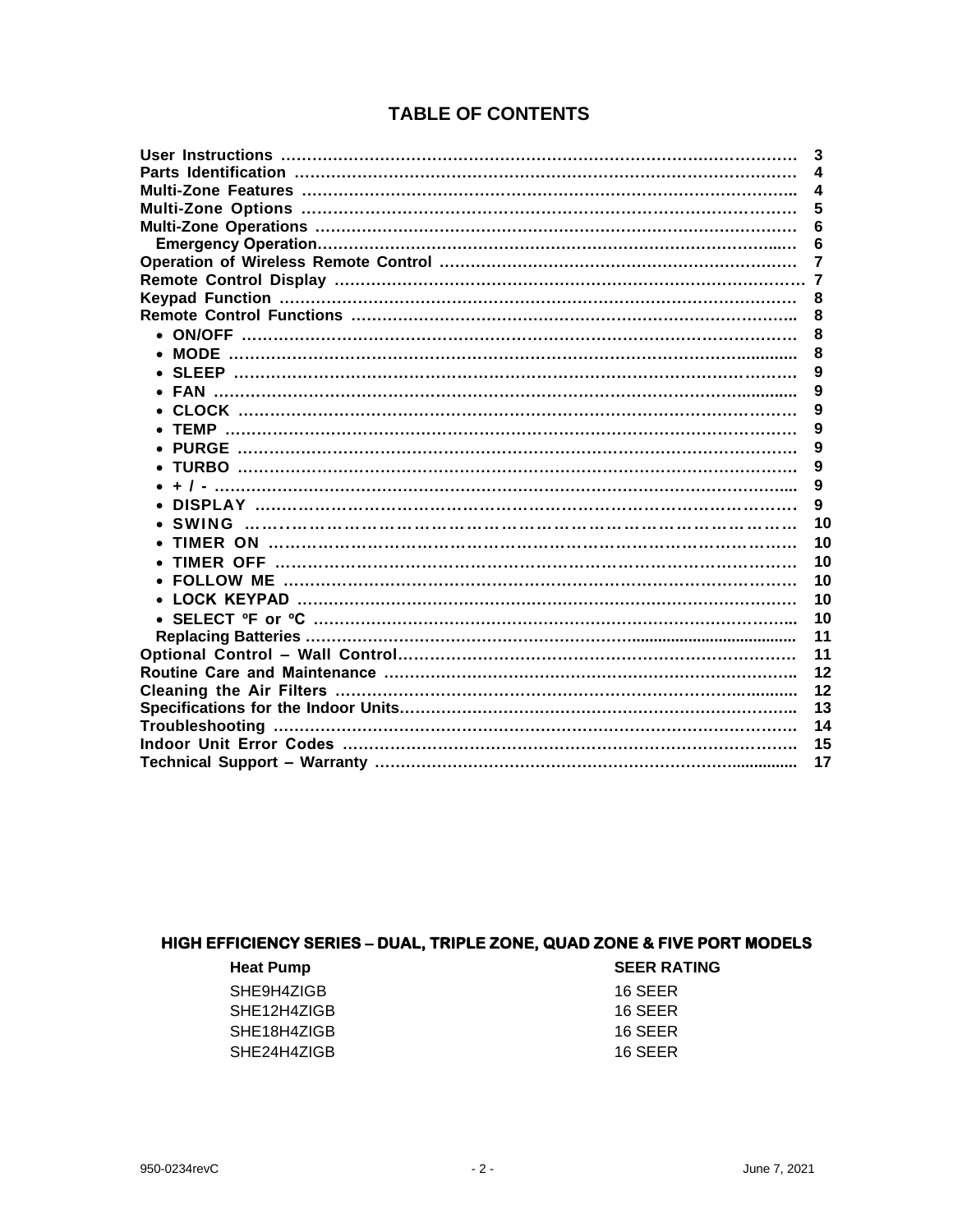# TABLE OF CONTENTS

| | |
|---|---|
| **User Instructions** | **3** |
| **Parts Identification** | **4** |
| **Multi-Zone Features** | **4** |
| **Multi-Zone Options** | **5** |
| **Multi-Zone Operations** | **6** |
| **Emergency Operation** | **6** |
| **Operation of Wireless Remote Control** | **7** |
| **Remote Control Display** | **7** |
| **Keypad Function** | **8** |
| **Remote Control Functions** | **8** |
| • **ON/OFF** | **8** |
| • **MODE** | **8** |
| • **SLEEP** | **9** |
| • **FAN** | **9** |
| • **CLOCK** | **9** |
| • **TEMP** | **9** |
| • **PURGE** | **9** |
| • **TURBO** | **9** |
| • **+ / -** | **9** |
| • **DISPLAY** | **9** |
| • **SWING** | **10** |
| • **TIMER ON** | **10** |
| • **TIMER OFF** | **10** |
| • **FOLLOW ME** | **10** |
| • **LOCK KEYPAD** | **10** |
| • **SELECT ºF or ºC** | **10** |
| **Replacing Batteries** | **11** |
| **Optional Control – Wall Control** | **11** |
| **Routine Care and Maintenance** | **12** |
| **Cleaning the Air Filters** | **12** |
| **Specifications for the Indoor Units** | **13** |
| **Troubleshooting** | **14** |
| **Indoor Unit Error Codes** | **15** |
| **Technical Support – Warranty** | **17** |

## HIGH EFFICIENCY SERIES – DUAL, TRIPLE ZONE, QUAD ZONE & FIVE PORT MODELS

| Heat Pump | SEER RATING |
|---|---|
| SHE9H4ZIGB | 16 SEER |
| SHE12H4ZIGB | 16 SEER |
| SHE18H4ZIGB | 16 SEER |
| SHE24H4ZIGB | 16 SEER |

950-0234revC June 7, 2021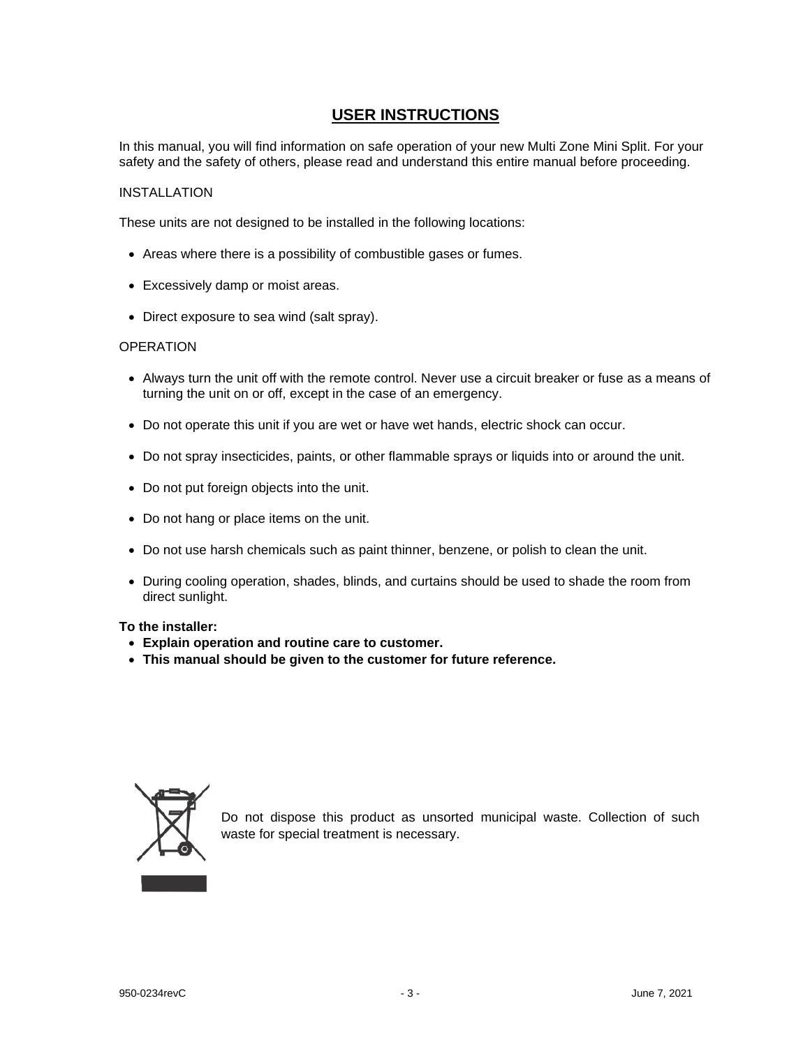# USER INSTRUCTIONS

In this manual, you will find information on safe operation of your new Multi Zone Mini Split. For your safety and the safety of others, please read and understand this entire manual before proceeding.

INSTALLATION

These units are not designed to be installed in the following locations:

- Areas where there is a possibility of combustible gases or fumes.
- Excessively damp or moist areas.
- Direct exposure to sea wind (salt spray).

OPERATION

- Always turn the unit off with the remote control. Never use a circuit breaker or fuse as a means of turning the unit on or off, except in the case of an emergency.
- Do not operate this unit if you are wet or have wet hands, electric shock can occur.
- Do not spray insecticides, paints, or other flammable sprays or liquids into or around the unit.
- Do not put foreign objects into the unit.
- Do not hang or place items on the unit.
- Do not use harsh chemicals such as paint thinner, benzene, or polish to clean the unit.
- During cooling operation, shades, blinds, and curtains should be used to shade the room from direct sunlight.

**To the installer:**

- **Explain operation and routine care to customer.**
- **This manual should be given to the customer for future reference.**

Do not dispose this product as unsorted municipal waste. Collection of such waste for special treatment is necessary.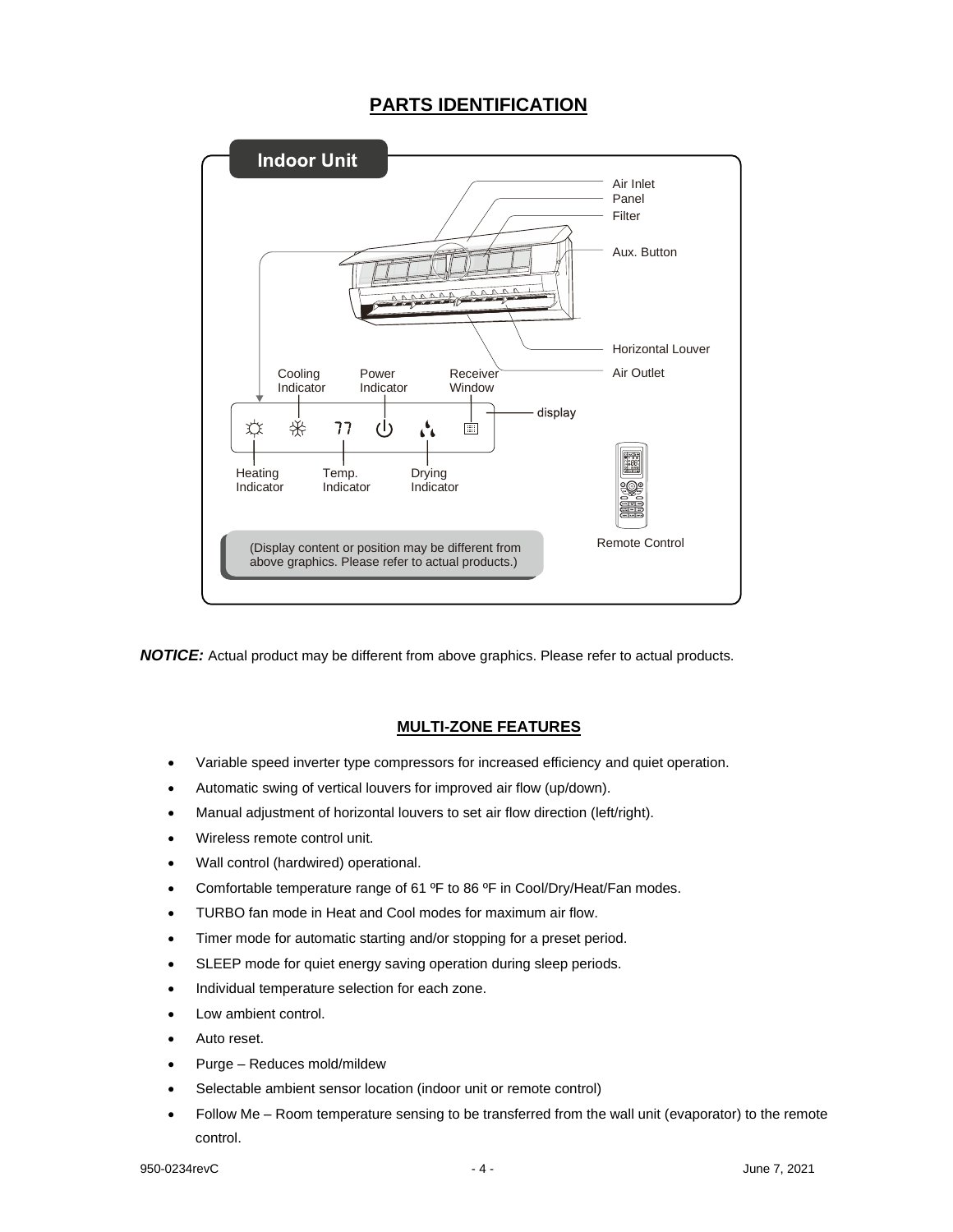# PARTS IDENTIFICATION

**Indoor Unit**

Air Inlet
Panel
Filter
Aux. Button
Horizontal Louver
Air Outlet

Cooling Indicator
Power Indicator
Receiver Window
display
Heating Indicator
Temp. Indicator
Drying Indicator

Remote Control

(Display content or position may be different from above graphics. Please refer to actual products.)

***NOTICE:*** Actual product may be different from above graphics. Please refer to actual products.

## MULTI-ZONE FEATURES

- Variable speed inverter type compressors for increased efficiency and quiet operation.
- Automatic swing of vertical louvers for improved air flow (up/down).
- Manual adjustment of horizontal louvers to set air flow direction (left/right).
- Wireless remote control unit.
- Wall control (hardwired) operational.
- Comfortable temperature range of 61 ºF to 86 ºF in Cool/Dry/Heat/Fan modes.
- TURBO fan mode in Heat and Cool modes for maximum air flow.
- Timer mode for automatic starting and/or stopping for a preset period.
- SLEEP mode for quiet energy saving operation during sleep periods.
- Individual temperature selection for each zone.
- Low ambient control.
- Auto reset.
- Purge – Reduces mold/mildew
- Selectable ambient sensor location (indoor unit or remote control)
- Follow Me – Room temperature sensing to be transferred from the wall unit (evaporator) to the remote control.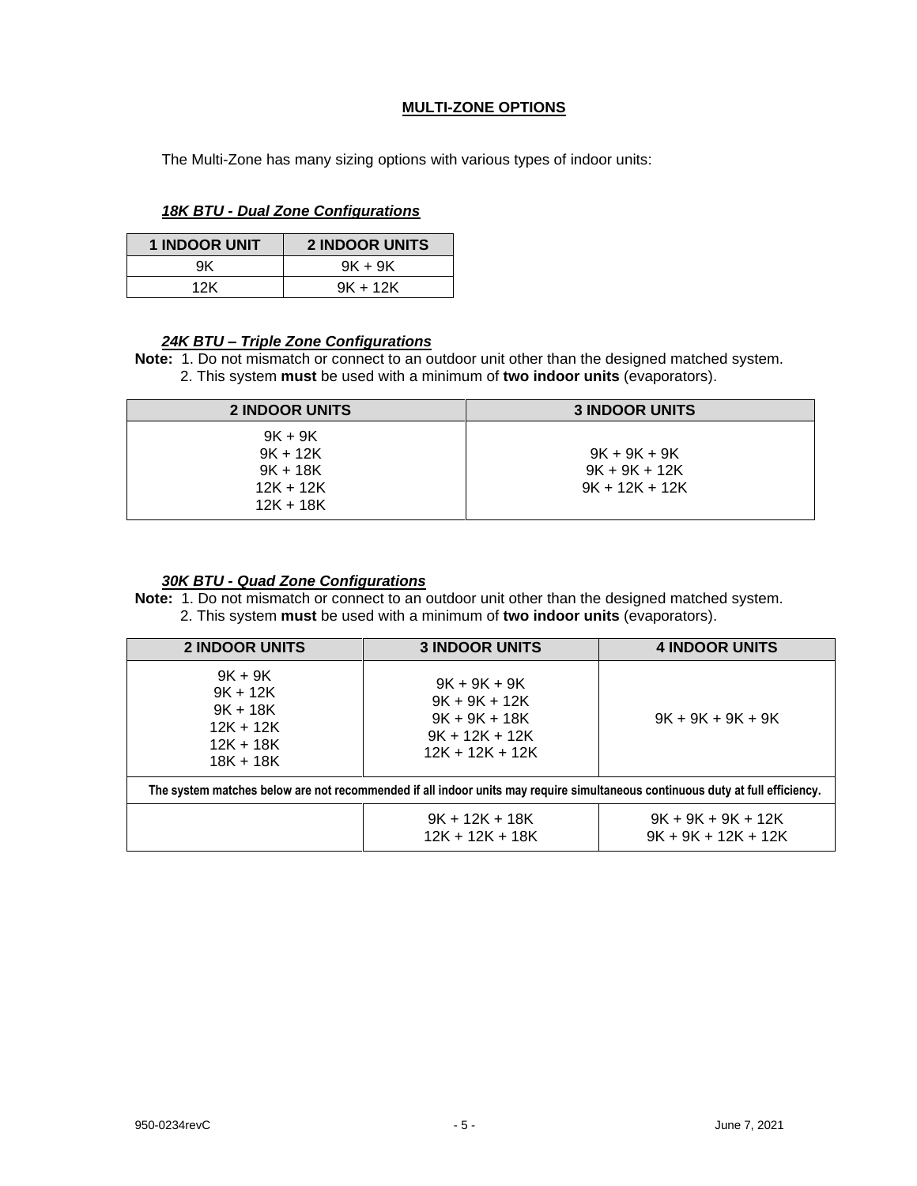## MULTI-ZONE OPTIONS

The Multi-Zone has many sizing options with various types of indoor units:

### *18K BTU - Dual Zone Configurations*

| 1 INDOOR UNIT | 2 INDOOR UNITS |
|---|---|
| 9K | 9K + 9K |
| 12K | 9K + 12K |

### *24K BTU – Triple Zone Configurations*

**Note:** 1. Do not mismatch or connect to an outdoor unit other than the designed matched system.
2. This system **must** be used with a minimum of **two indoor units** (evaporators).

| 2 INDOOR UNITS | 3 INDOOR UNITS |
|---|---|
| 9K + 9K<br>9K + 12K<br>9K + 18K<br>12K + 12K<br>12K + 18K | 9K + 9K + 9K<br>9K + 9K + 12K<br>9K + 12K + 12K |

### *30K BTU - Quad Zone Configurations*

**Note:** 1. Do not mismatch or connect to an outdoor unit other than the designed matched system.
2. This system **must** be used with a minimum of **two indoor units** (evaporators).

| 2 INDOOR UNITS | 3 INDOOR UNITS | 4 INDOOR UNITS |
|---|---|---|
| 9K + 9K<br>9K + 12K<br>9K + 18K<br>12K + 12K<br>12K + 18K<br>18K + 18K | 9K + 9K + 9K<br>9K + 9K + 12K<br>9K + 9K + 18K<br>9K + 12K + 12K<br>12K + 12K + 12K | 9K + 9K + 9K + 9K |
| **The system matches below are not recommended if all indoor units may require simultaneous continuous duty at full efficiency.** | | |
| | 9K + 12K + 18K<br>12K + 12K + 18K | 9K + 9K + 9K + 12K<br>9K + 9K + 12K + 12K |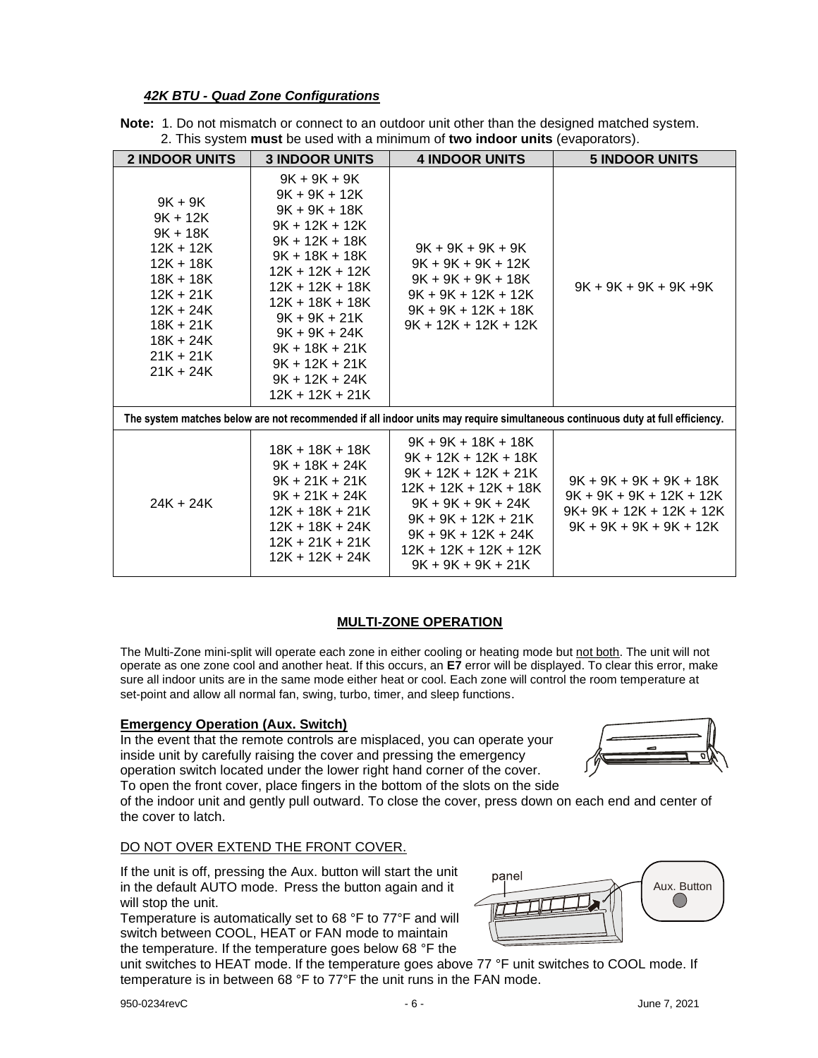### ***42K BTU - Quad Zone Configurations***

**Note:** 1. Do not mismatch or connect to an outdoor unit other than the designed matched system.
2. This system **must** be used with a minimum of **two indoor units** (evaporators).

| 2 INDOOR UNITS | 3 INDOOR UNITS | 4 INDOOR UNITS | 5 INDOOR UNITS |
|---|---|---|---|
| 9K + 9K<br>9K + 12K<br>9K + 18K<br>12K + 12K<br>12K + 18K<br>18K + 18K<br>12K + 21K<br>12K + 24K<br>18K + 21K<br>18K + 24K<br>21K + 21K<br>21K + 24K | 9K + 9K + 9K<br>9K + 9K + 12K<br>9K + 9K + 18K<br>9K + 12K + 12K<br>9K + 12K + 18K<br>9K + 18K + 18K<br>12K + 12K + 12K<br>12K + 12K + 18K<br>12K + 18K + 18K<br>9K + 9K + 21K<br>9K + 9K + 24K<br>9K + 18K + 21K<br>9K + 12K + 21K<br>9K + 12K + 24K<br>12K + 12K + 21K | 9K + 9K + 9K + 9K<br>9K + 9K + 9K + 12K<br>9K + 9K + 9K + 18K<br>9K + 9K + 12K + 12K<br>9K + 9K + 12K + 18K<br>9K + 12K + 12K + 12K | 9K + 9K + 9K + 9K +9K |
| **The system matches below are not recommended if all indoor units may require simultaneous continuous duty at full efficiency.** | | | |
| 24K + 24K | 18K + 18K + 18K<br>9K + 18K + 24K<br>9K + 21K + 21K<br>9K + 21K + 24K<br>12K + 18K + 21K<br>12K + 18K + 24K<br>12K + 21K + 21K<br>12K + 12K + 24K | 9K + 9K + 18K + 18K<br>9K + 12K + 12K + 18K<br>9K + 12K + 12K + 21K<br>12K + 12K + 12K + 18K<br>9K + 9K + 9K + 24K<br>9K + 9K + 12K + 21K<br>9K + 9K + 12K + 24K<br>12K + 12K + 12K + 12K<br>9K + 9K + 9K + 21K | 9K + 9K + 9K + 9K + 18K<br>9K + 9K + 9K + 12K + 12K<br>9K+ 9K + 12K + 12K + 12K<br>9K + 9K + 9K + 9K + 12K |

## MULTI-ZONE OPERATION

The Multi-Zone mini-split will operate each zone in either cooling or heating mode but not both. The unit will not operate as one zone cool and another heat. If this occurs, an **E7** error will be displayed. To clear this error, make sure all indoor units are in the same mode either heat or cool. Each zone will control the room temperature at set-point and allow all normal fan, swing, turbo, timer, and sleep functions.

### Emergency Operation (Aux. Switch)

In the event that the remote controls are misplaced, you can operate your inside unit by carefully raising the cover and pressing the emergency operation switch located under the lower right hand corner of the cover. To open the front cover, place fingers in the bottom of the slots on the side of the indoor unit and gently pull outward. To close the cover, press down on each end and center of the cover to latch.

DO NOT OVER EXTEND THE FRONT COVER.

If the unit is off, pressing the Aux. button will start the unit in the default AUTO mode. Press the button again and it will stop the unit.

Temperature is automatically set to 68 °F to 77°F and will switch between COOL, HEAT or FAN mode to maintain the temperature. If the temperature goes below 68 °F the unit switches to HEAT mode. If the temperature goes above 77 °F unit switches to COOL mode. If temperature is in between 68 °F to 77°F the unit runs in the FAN mode.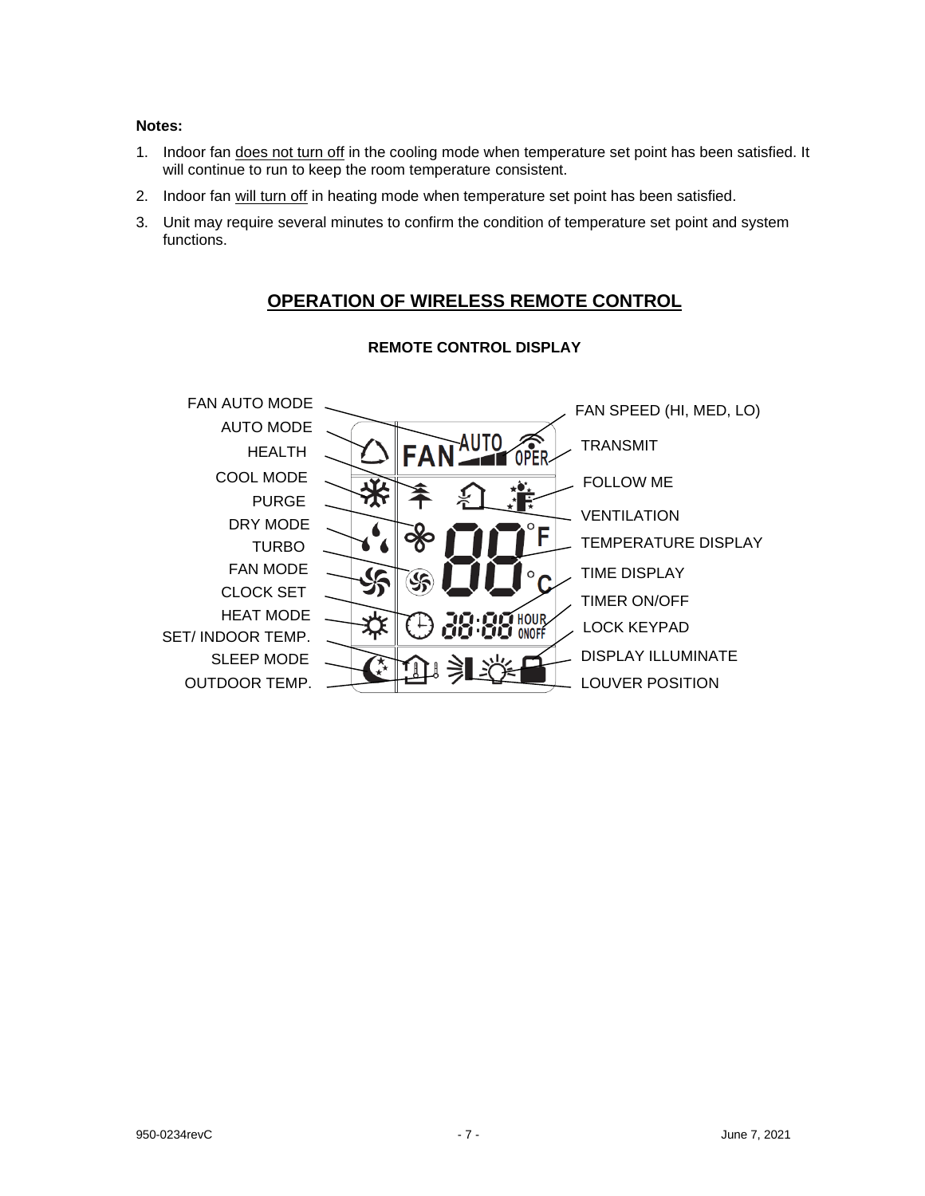**Notes:**

1. Indoor fan does not turn off in the cooling mode when temperature set point has been satisfied. It will continue to run to keep the room temperature consistent.
2. Indoor fan will turn off in heating mode when temperature set point has been satisfied.
3. Unit may require several minutes to confirm the condition of temperature set point and system functions.

## OPERATION OF WIRELESS REMOTE CONTROL

### REMOTE CONTROL DISPLAY

FAN AUTO MODE
AUTO MODE
HEALTH
COOL MODE
PURGE
DRY MODE
TURBO
FAN MODE
CLOCK SET
HEAT MODE
SET/ INDOOR TEMP.
SLEEP MODE
OUTDOOR TEMP.

FAN SPEED (HI, MED, LO)
TRANSMIT
FOLLOW ME
VENTILATION
TEMPERATURE DISPLAY
TIME DISPLAY
TIMER ON/OFF
LOCK KEYPAD
DISPLAY ILLUMINATE
LOUVER POSITION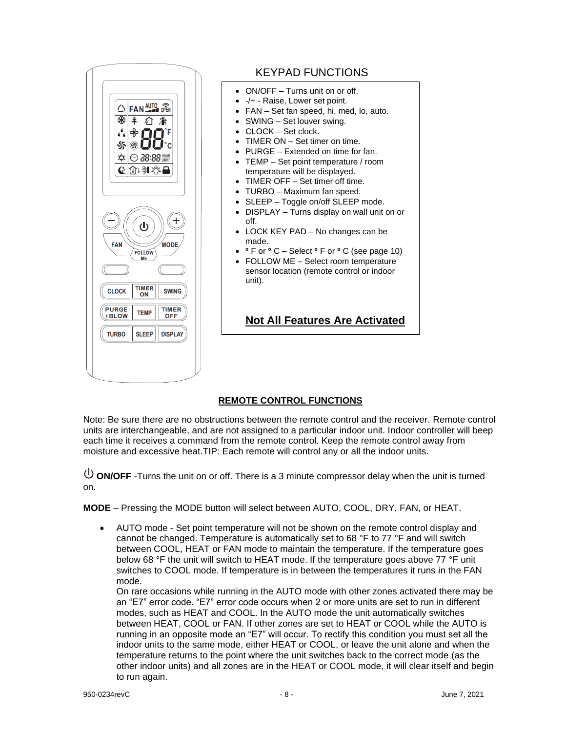## KEYPAD FUNCTIONS

- ON/OFF – Turns unit on or off.
- -/+ - Raise, Lower set point.
- FAN – Set fan speed, hi, med, lo, auto.
- SWING – Set louver swing.
- CLOCK – Set clock.
- TIMER ON – Set timer on time.
- PURGE – Extended on time for fan.
- TEMP – Set point temperature / room temperature will be displayed.
- TIMER OFF – Set timer off time.
- TURBO – Maximum fan speed.
- SLEEP – Toggle on/off SLEEP mode.
- DISPLAY – Turns display on wall unit on or off.
- LOCK KEY PAD – No changes can be made.
- **°** F or **°** C – Select **°** F or **°** C (see page 10)
- FOLLOW ME – Select room temperature sensor location (remote control or indoor unit).

**Not All Features Are Activated**

## REMOTE CONTROL FUNCTIONS

Note: Be sure there are no obstructions between the remote control and the receiver. Remote control units are interchangeable, and are not assigned to a particular indoor unit. Indoor controller will beep each time it receives a command from the remote control. Keep the remote control away from moisture and excessive heat.TIP: Each remote will control any or all the indoor units.

⏻ **ON/OFF** -Turns the unit on or off. There is a 3 minute compressor delay when the unit is turned on.

**MODE** – Pressing the MODE button will select between AUTO, COOL, DRY, FAN, or HEAT.

- AUTO mode - Set point temperature will not be shown on the remote control display and cannot be changed. Temperature is automatically set to 68 °F to 77 °F and will switch between COOL, HEAT or FAN mode to maintain the temperature. If the temperature goes below 68 °F the unit will switch to HEAT mode. If the temperature goes above 77 °F unit switches to COOL mode. If temperature is in between the temperatures it runs in the FAN mode.

  On rare occasions while running in the AUTO mode with other zones activated there may be an "E7" error code. "E7" error code occurs when 2 or more units are set to run in different modes, such as HEAT and COOL. In the AUTO mode the unit automatically switches between HEAT, COOL or FAN. If other zones are set to HEAT or COOL while the AUTO is running in an opposite mode an "E7" will occur. To rectify this condition you must set all the indoor units to the same mode, either HEAT or COOL, or leave the unit alone and when the temperature returns to the point where the unit switches back to the correct mode (as the other indoor units) and all zones are in the HEAT or COOL mode, it will clear itself and begin to run again.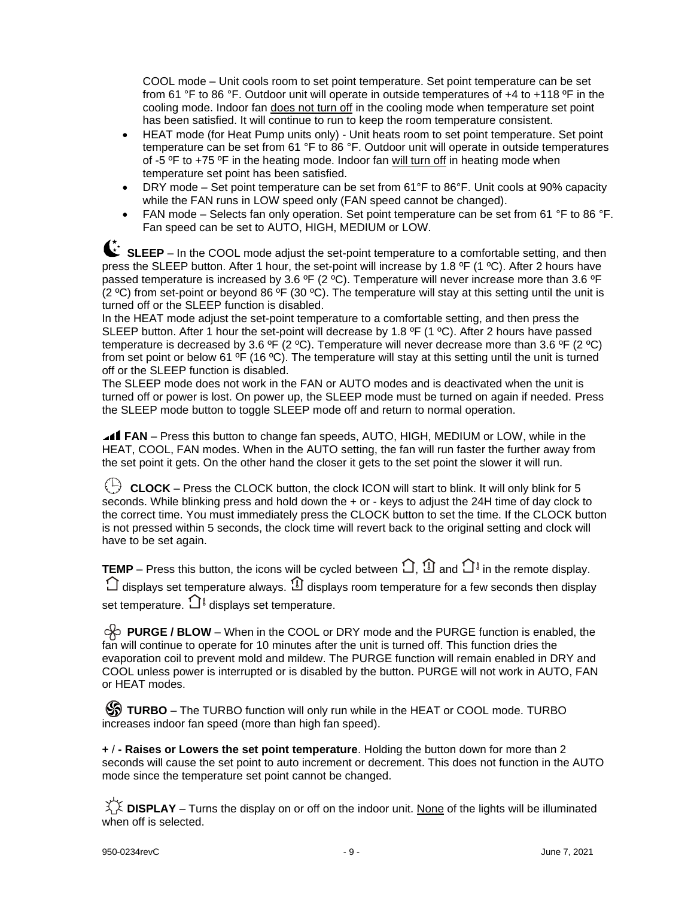COOL mode – Unit cools room to set point temperature. Set point temperature can be set from 61 °F to 86 °F. Outdoor unit will operate in outside temperatures of +4 to +118 ºF in the cooling mode. Indoor fan does not turn off in the cooling mode when temperature set point has been satisfied. It will continue to run to keep the room temperature consistent.

- HEAT mode (for Heat Pump units only) - Unit heats room to set point temperature. Set point temperature can be set from 61 °F to 86 °F. Outdoor unit will operate in outside temperatures of -5 ºF to +75 ºF in the heating mode. Indoor fan will turn off in heating mode when temperature set point has been satisfied.
- DRY mode – Set point temperature can be set from 61°F to 86°F. Unit cools at 90% capacity while the FAN runs in LOW speed only (FAN speed cannot be changed).
- FAN mode – Selects fan only operation. Set point temperature can be set from 61 °F to 86 °F. Fan speed can be set to AUTO, HIGH, MEDIUM or LOW.

**SLEEP** – In the COOL mode adjust the set-point temperature to a comfortable setting, and then press the SLEEP button. After 1 hour, the set-point will increase by 1.8 ºF (1 ºC). After 2 hours have passed temperature is increased by 3.6 ºF (2 ºC). Temperature will never increase more than 3.6 ºF (2 ºC) from set-point or beyond 86 ºF (30 ºC). The temperature will stay at this setting until the unit is turned off or the SLEEP function is disabled.
In the HEAT mode adjust the set-point temperature to a comfortable setting, and then press the SLEEP button. After 1 hour the set-point will decrease by 1.8 ºF (1 ºC). After 2 hours have passed temperature is decreased by 3.6 ºF (2 ºC). Temperature will never decrease more than 3.6 ºF (2 ºC) from set point or below 61 ºF (16 ºC). The temperature will stay at this setting until the unit is turned off or the SLEEP function is disabled.
The SLEEP mode does not work in the FAN or AUTO modes and is deactivated when the unit is turned off or power is lost. On power up, the SLEEP mode must be turned on again if needed. Press the SLEEP mode button to toggle SLEEP mode off and return to normal operation.

**FAN** – Press this button to change fan speeds, AUTO, HIGH, MEDIUM or LOW, while in the HEAT, COOL, FAN modes. When in the AUTO setting, the fan will run faster the further away from the set point it gets. On the other hand the closer it gets to the set point the slower it will run.

**CLOCK** – Press the CLOCK button, the clock ICON will start to blink. It will only blink for 5 seconds. While blinking press and hold down the + or - keys to adjust the 24H time of day clock to the correct time. You must immediately press the CLOCK button to set the time. If the CLOCK button is not pressed within 5 seconds, the clock time will revert back to the original setting and clock will have to be set again.

**TEMP** – Press this button, the icons will be cycled between ⌂, ⌂ and ⌂ in the remote display. ⌂ displays set temperature always. ⌂ displays room temperature for a few seconds then display set temperature. ⌂ displays set temperature.

**PURGE / BLOW** – When in the COOL or DRY mode and the PURGE function is enabled, the fan will continue to operate for 10 minutes after the unit is turned off. This function dries the evaporation coil to prevent mold and mildew. The PURGE function will remain enabled in DRY and COOL unless power is interrupted or is disabled by the button. PURGE will not work in AUTO, FAN or HEAT modes.

**TURBO** – The TURBO function will only run while in the HEAT or COOL mode. TURBO increases indoor fan speed (more than high fan speed).

**+ / - Raises or Lowers the set point temperature**. Holding the button down for more than 2 seconds will cause the set point to auto increment or decrement. This does not function in the AUTO mode since the temperature set point cannot be changed.

**DISPLAY** – Turns the display on or off on the indoor unit. None of the lights will be illuminated when off is selected.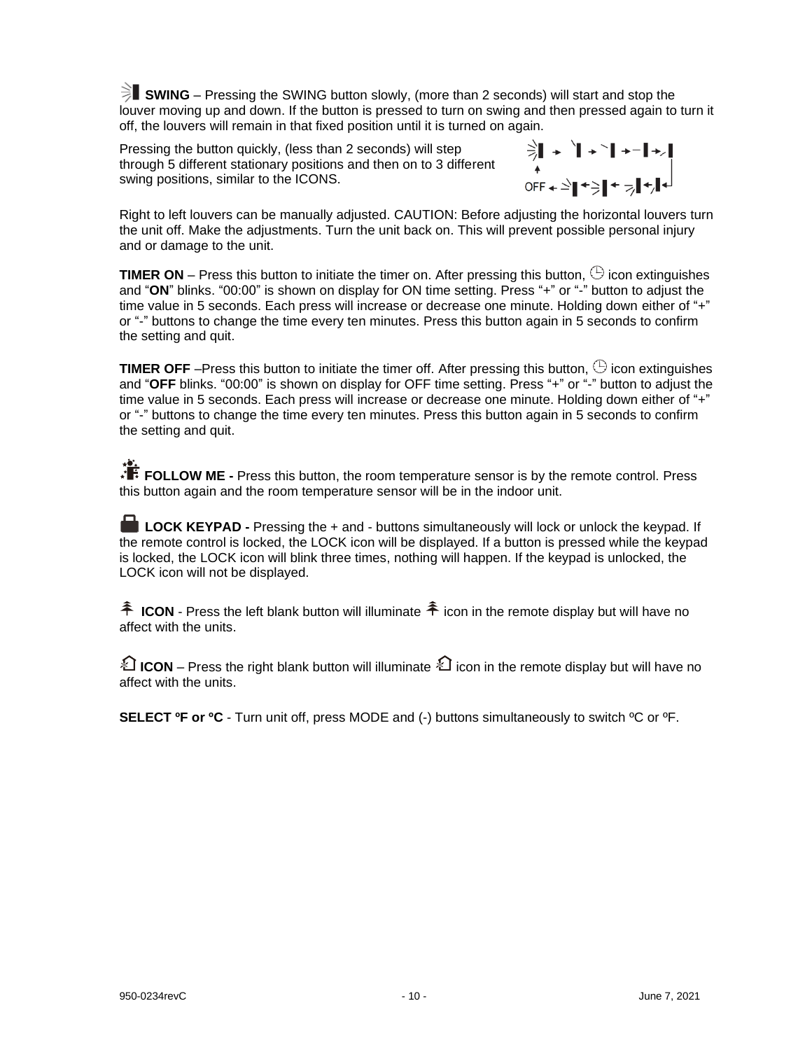**SWING** – Pressing the SWING button slowly, (more than 2 seconds) will start and stop the louver moving up and down. If the button is pressed to turn on swing and then pressed again to turn it off, the louvers will remain in that fixed position until it is turned on again.

Pressing the button quickly, (less than 2 seconds) will step through 5 different stationary positions and then on to 3 different swing positions, similar to the ICONS.

Right to left louvers can be manually adjusted. CAUTION: Before adjusting the horizontal louvers turn the unit off. Make the adjustments. Turn the unit back on. This will prevent possible personal injury and or damage to the unit.

**TIMER ON** – Press this button to initiate the timer on. After pressing this button, icon extinguishes and "**ON**" blinks. "00:00" is shown on display for ON time setting. Press "+" or "-" button to adjust the time value in 5 seconds. Each press will increase or decrease one minute. Holding down either of "+" or "-" buttons to change the time every ten minutes. Press this button again in 5 seconds to confirm the setting and quit.

**TIMER OFF** –Press this button to initiate the timer off. After pressing this button, icon extinguishes and "**OFF** blinks. "00:00" is shown on display for OFF time setting. Press "+" or "-" button to adjust the time value in 5 seconds. Each press will increase or decrease one minute. Holding down either of "+" or "-" buttons to change the time every ten minutes. Press this button again in 5 seconds to confirm the setting and quit.

**FOLLOW ME -** Press this button, the room temperature sensor is by the remote control. Press this button again and the room temperature sensor will be in the indoor unit.

**LOCK KEYPAD -** Pressing the + and - buttons simultaneously will lock or unlock the keypad. If the remote control is locked, the LOCK icon will be displayed. If a button is pressed while the keypad is locked, the LOCK icon will blink three times, nothing will happen. If the keypad is unlocked, the LOCK icon will not be displayed.

**ICON** - Press the left blank button will illuminate icon in the remote display but will have no affect with the units.

**ICON** – Press the right blank button will illuminate icon in the remote display but will have no affect with the units.

**SELECT ºF or ºC** - Turn unit off, press MODE and (-) buttons simultaneously to switch ºC or ºF.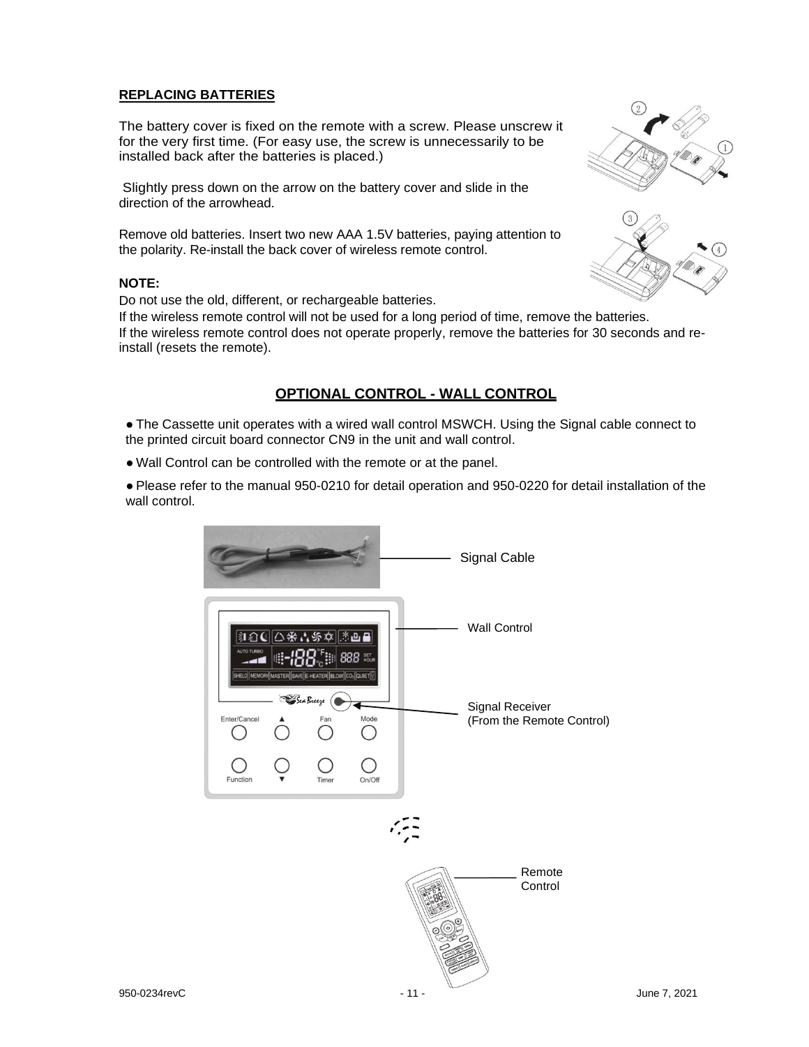**REPLACING BATTERIES**

The battery cover is fixed on the remote with a screw. Please unscrew it for the very first time. (For easy use, the screw is unnecessarily to be installed back after the batteries is placed.)

Slightly press down on the arrow on the battery cover and slide in the direction of the arrowhead.

Remove old batteries. Insert two new AAA 1.5V batteries, paying attention to the polarity. Re-install the back cover of wireless remote control.

**NOTE:**

Do not use the old, different, or rechargeable batteries.

If the wireless remote control will not be used for a long period of time, remove the batteries.

If the wireless remote control does not operate properly, remove the batteries for 30 seconds and re-install (resets the remote).

## OPTIONAL CONTROL - WALL CONTROL

- The Cassette unit operates with a wired wall control MSWCH. Using the Signal cable connect to the printed circuit board connector CN9 in the unit and wall control.
- Wall Control can be controlled with the remote or at the panel.
- Please refer to the manual 950-0210 for detail operation and 950-0220 for detail installation of the wall control.

Signal Cable

Wall Control

Signal Receiver (From the Remote Control)

Remote Control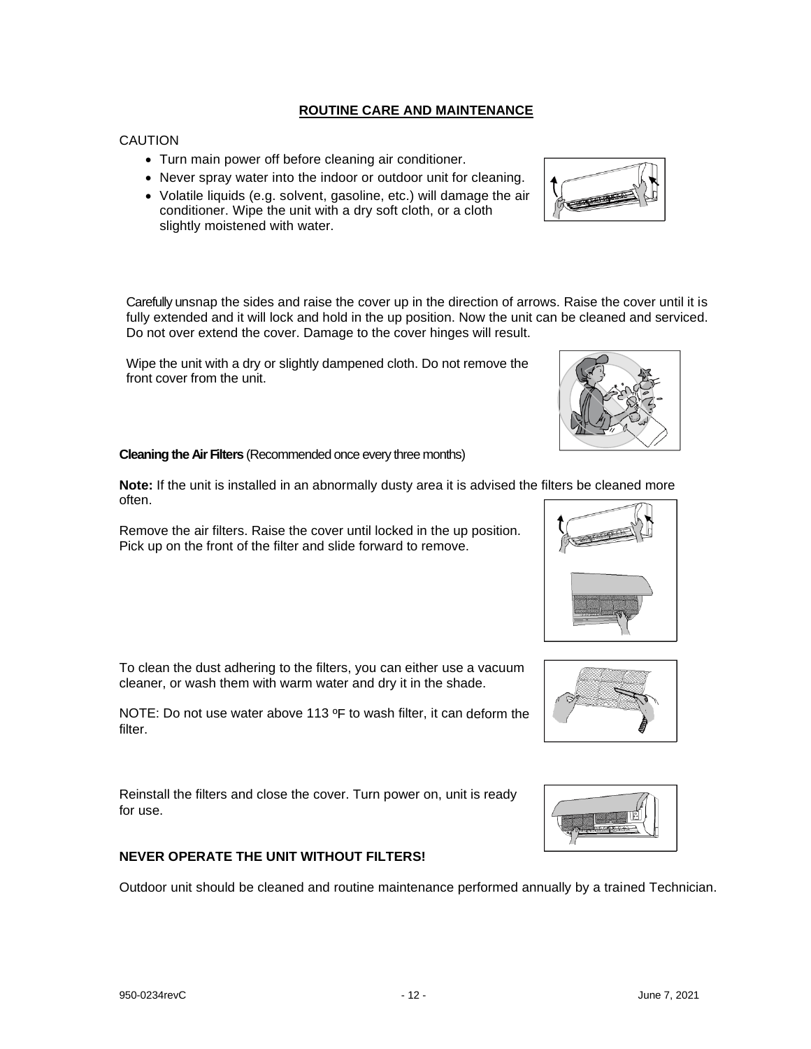## ROUTINE CARE AND MAINTENANCE

CAUTION

- Turn main power off before cleaning air conditioner.
- Never spray water into the indoor or outdoor unit for cleaning.
- Volatile liquids (e.g. solvent, gasoline, etc.) will damage the air conditioner. Wipe the unit with a dry soft cloth, or a cloth slightly moistened with water.

Carefully unsnap the sides and raise the cover up in the direction of arrows. Raise the cover until it is fully extended and it will lock and hold in the up position. Now the unit can be cleaned and serviced. Do not over extend the cover. Damage to the cover hinges will result.

Wipe the unit with a dry or slightly dampened cloth. Do not remove the front cover from the unit.

**Cleaning the Air Filters** (Recommended once every three months)

**Note:** If the unit is installed in an abnormally dusty area it is advised the filters be cleaned more often.

Remove the air filters. Raise the cover until locked in the up position. Pick up on the front of the filter and slide forward to remove.

To clean the dust adhering to the filters, you can either use a vacuum cleaner, or wash them with warm water and dry it in the shade.

NOTE: Do not use water above 113 ºF to wash filter, it can deform the filter.

Reinstall the filters and close the cover. Turn power on, unit is ready for use.

**NEVER OPERATE THE UNIT WITHOUT FILTERS!**

Outdoor unit should be cleaned and routine maintenance performed annually by a trained Technician.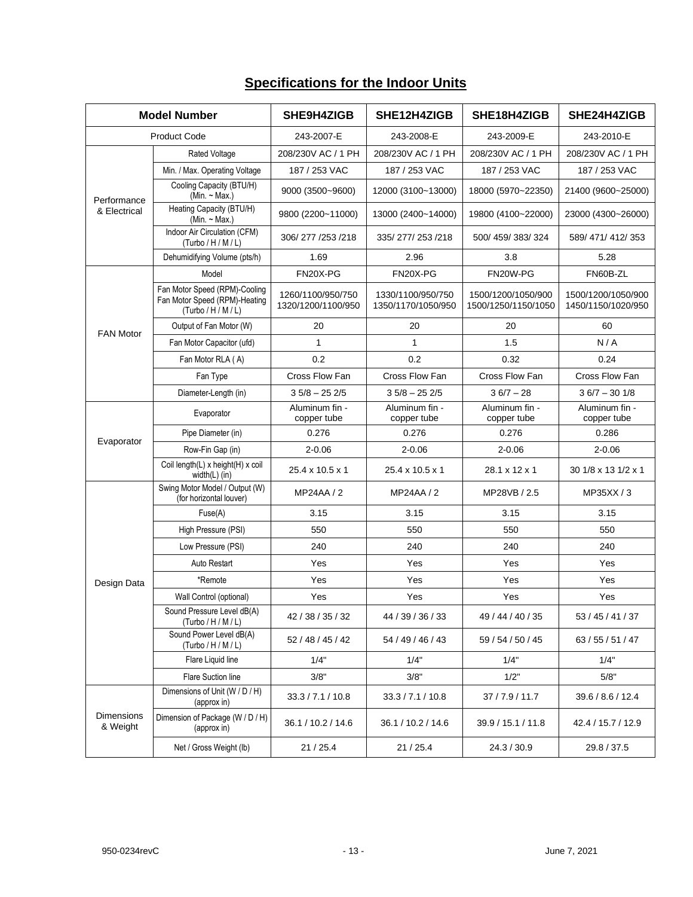# Specifications for the Indoor Units

| Model Number | | SHE9H4ZIGB | SHE12H4ZIGB | SHE18H4ZIGB | SHE24H4ZIGB |
|---|---|---|---|---|---|
| Product Code | | 243-2007-E | 243-2008-E | 243-2009-E | 243-2010-E |
| Performance & Electrical | Rated Voltage | 208/230V AC / 1 PH | 208/230V AC / 1 PH | 208/230V AC / 1 PH | 208/230V AC / 1 PH |
| | Min. / Max. Operating Voltage | 187 / 253 VAC | 187 / 253 VAC | 187 / 253 VAC | 187 / 253 VAC |
| | Cooling Capacity (BTU/H) (Min. ~ Max.) | 9000 (3500~9600) | 12000 (3100~13000) | 18000 (5970~22350) | 21400 (9600~25000) |
| | Heating Capacity (BTU/H) (Min. ~ Max.) | 9800 (2200~11000) | 13000 (2400~14000) | 19800 (4100~22000) | 23000 (4300~26000) |
| | Indoor Air Circulation (CFM) (Turbo / H / M / L) | 306/ 277 /253 /218 | 335/ 277/ 253 /218 | 500/ 459/ 383/ 324 | 589/ 471/ 412/ 353 |
| | Dehumidifying Volume (pts/h) | 1.69 | 2.96 | 3.8 | 5.28 |
| FAN Motor | Model | FN20X-PG | FN20X-PG | FN20W-PG | FN60B-ZL |
| | Fan Motor Speed (RPM)-Cooling Fan Motor Speed (RPM)-Heating (Turbo / H / M / L) | 1260/1100/950/750 1320/1200/1100/950 | 1330/1100/950/750 1350/1170/1050/950 | 1500/1200/1050/900 1500/1250/1150/1050 | 1500/1200/1050/900 1450/1150/1020/950 |
| | Output of Fan Motor (W) | 20 | 20 | 20 | 60 |
| | Fan Motor Capacitor (ufd) | 1 | 1 | 1.5 | N / A |
| | Fan Motor RLA ( A) | 0.2 | 0.2 | 0.32 | 0.24 |
| | Fan Type | Cross Flow Fan | Cross Flow Fan | Cross Flow Fan | Cross Flow Fan |
| | Diameter-Length (in) | 3 5/8 – 25 2/5 | 3 5/8 – 25 2/5 | 3 6/7 – 28 | 3 6/7 – 30 1/8 |
| Evaporator | Evaporator | Aluminum fin - copper tube | Aluminum fin - copper tube | Aluminum fin - copper tube | Aluminum fin - copper tube |
| | Pipe Diameter (in) | 0.276 | 0.276 | 0.276 | 0.286 |
| | Row-Fin Gap (in) | 2-0.06 | 2-0.06 | 2-0.06 | 2-0.06 |
| | Coil length(L) x height(H) x coil width(L) (in) | 25.4 x 10.5 x 1 | 25.4 x 10.5 x 1 | 28.1 x 12 x 1 | 30 1/8 x 13 1/2 x 1 |
| Design Data | Swing Motor Model / Output (W) (for horizontal louver) | MP24AA / 2 | MP24AA / 2 | MP28VB / 2.5 | MP35XX / 3 |
| | Fuse(A) | 3.15 | 3.15 | 3.15 | 3.15 |
| | High Pressure (PSI) | 550 | 550 | 550 | 550 |
| | Low Pressure (PSI) | 240 | 240 | 240 | 240 |
| | Auto Restart | Yes | Yes | Yes | Yes |
| | *Remote | Yes | Yes | Yes | Yes |
| | Wall Control (optional) | Yes | Yes | Yes | Yes |
| | Sound Pressure Level dB(A) (Turbo / H / M / L) | 42 / 38 / 35 / 32 | 44 / 39 / 36 / 33 | 49 / 44 / 40 / 35 | 53 / 45 / 41 / 37 |
| | Sound Power Level dB(A) (Turbo / H / M / L) | 52 / 48 / 45 / 42 | 54 / 49 / 46 / 43 | 59 / 54 / 50 / 45 | 63 / 55 / 51 / 47 |
| | Flare Liquid line | 1/4" | 1/4" | 1/4" | 1/4" |
| | Flare Suction line | 3/8" | 3/8" | 1/2" | 5/8" |
| Dimensions & Weight | Dimensions of Unit (W / D / H) (approx in) | 33.3 / 7.1 / 10.8 | 33.3 / 7.1 / 10.8 | 37 / 7.9 / 11.7 | 39.6 / 8.6 / 12.4 |
| | Dimension of Package (W / D / H) (approx in) | 36.1 / 10.2 / 14.6 | 36.1 / 10.2 / 14.6 | 39.9 / 15.1 / 11.8 | 42.4 / 15.7 / 12.9 |
| | Net / Gross Weight (lb) | 21 / 25.4 | 21 / 25.4 | 24.3 / 30.9 | 29.8 / 37.5 |

950-0234revC June 7, 2021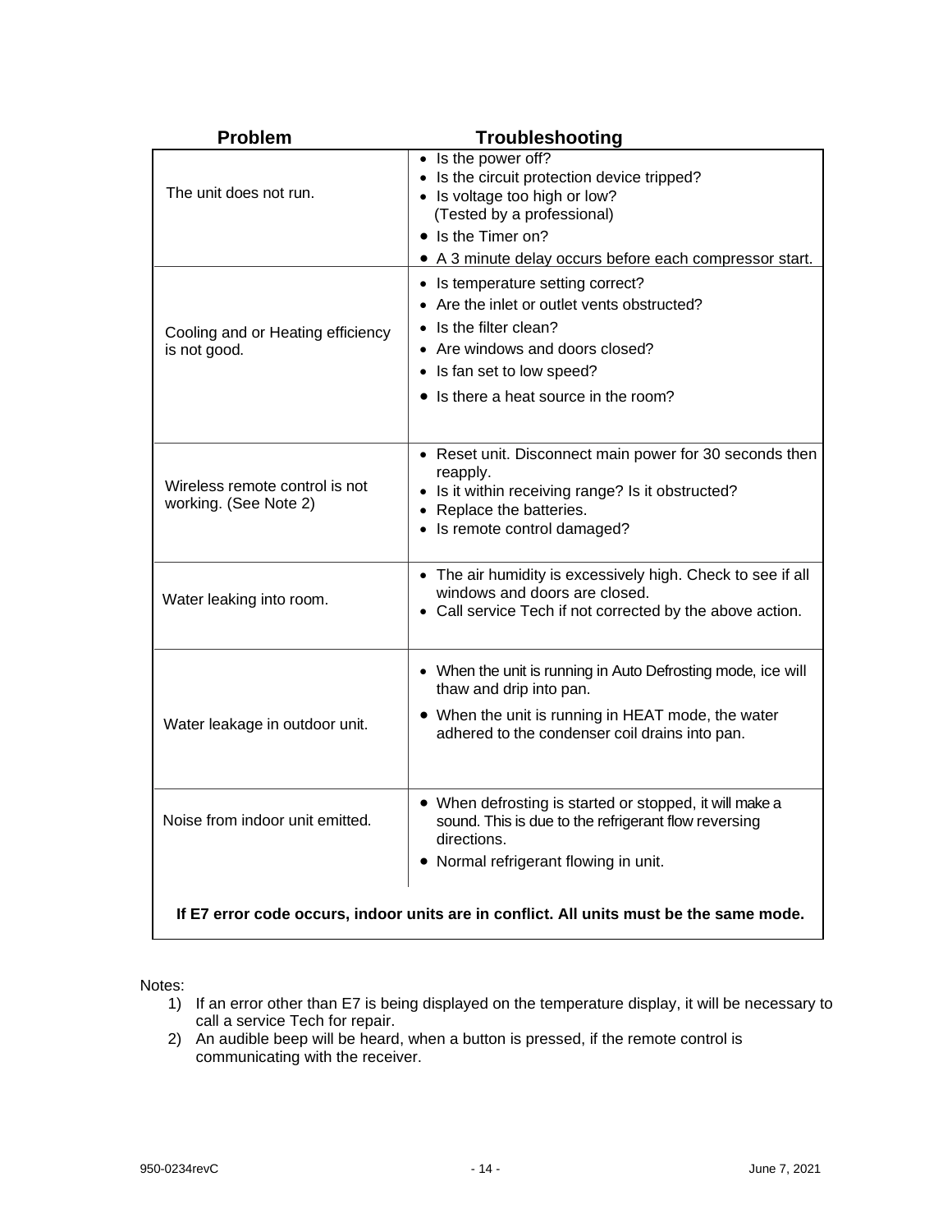| Problem | Troubleshooting |
|---|---|
| The unit does not run. | • Is the power off?<br>• Is the circuit protection device tripped?<br>• Is voltage too high or low? (Tested by a professional)<br>• Is the Timer on?<br>• A 3 minute delay occurs before each compressor start. |
| Cooling and or Heating efficiency is not good. | • Is temperature setting correct?<br>• Are the inlet or outlet vents obstructed?<br>• Is the filter clean?<br>• Are windows and doors closed?<br>• Is fan set to low speed?<br>• Is there a heat source in the room? |
| Wireless remote control is not working. (See Note 2) | • Reset unit. Disconnect main power for 30 seconds then reapply.<br>• Is it within receiving range? Is it obstructed?<br>• Replace the batteries.<br>• Is remote control damaged? |
| Water leaking into room. | • The air humidity is excessively high. Check to see if all windows and doors are closed.<br>• Call service Tech if not corrected by the above action. |
| Water leakage in outdoor unit. | • When the unit is running in Auto Defrosting mode, ice will thaw and drip into pan.<br>• When the unit is running in HEAT mode, the water adhered to the condenser coil drains into pan. |
| Noise from indoor unit emitted. | • When defrosting is started or stopped, it will make a sound. This is due to the refrigerant flow reversing directions.<br>• Normal refrigerant flowing in unit. |
| **If E7 error code occurs, indoor units are in conflict. All units must be the same mode.** | |

Notes:

1) If an error other than E7 is being displayed on the temperature display, it will be necessary to call a service Tech for repair.
2) An audible beep will be heard, when a button is pressed, if the remote control is communicating with the receiver.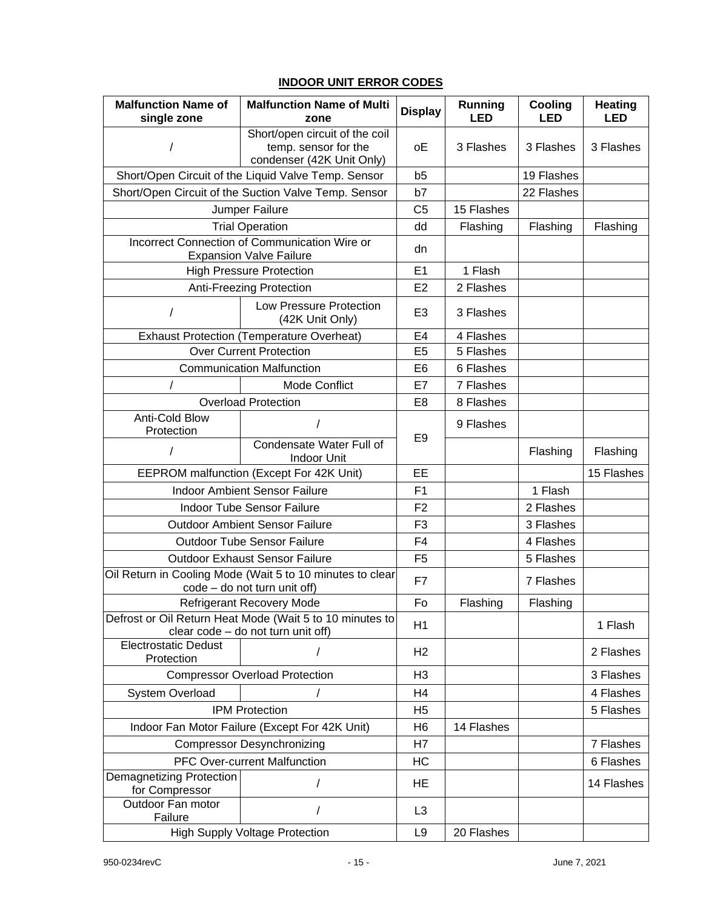## INDOOR UNIT ERROR CODES

| Malfunction Name of single zone | Malfunction Name of Multi zone | Display | Running LED | Cooling LED | Heating LED |
|---|---|---|---|---|---|
| / | Short/open circuit of the coil temp. sensor for the condenser (42K Unit Only) | oE | 3 Flashes | 3 Flashes | 3 Flashes |
| Short/Open Circuit of the Liquid Valve Temp. Sensor | | b5 | | 19 Flashes | |
| Short/Open Circuit of the Suction Valve Temp. Sensor | | b7 | | 22 Flashes | |
| Jumper Failure | | C5 | 15 Flashes | | |
| Trial Operation | | dd | Flashing | Flashing | Flashing |
| Incorrect Connection of Communication Wire or Expansion Valve Failure | | dn | | | |
| High Pressure Protection | | E1 | 1 Flash | | |
| Anti-Freezing Protection | | E2 | 2 Flashes | | |
| / | Low Pressure Protection (42K Unit Only) | E3 | 3 Flashes | | |
| Exhaust Protection (Temperature Overheat) | | E4 | 4 Flashes | | |
| Over Current Protection | | E5 | 5 Flashes | | |
| Communication Malfunction | | E6 | 6 Flashes | | |
| / | Mode Conflict | E7 | 7 Flashes | | |
| Overload Protection | | E8 | 8 Flashes | | |
| Anti-Cold Blow Protection | / | E9 | 9 Flashes | | |
| / | Condensate Water Full of Indoor Unit | E9 | | Flashing | Flashing |
| EEPROM malfunction (Except For 42K Unit) | | EE | | | 15 Flashes |
| Indoor Ambient Sensor Failure | | F1 | | 1 Flash | |
| Indoor Tube Sensor Failure | | F2 | | 2 Flashes | |
| Outdoor Ambient Sensor Failure | | F3 | | 3 Flashes | |
| Outdoor Tube Sensor Failure | | F4 | | 4 Flashes | |
| Outdoor Exhaust Sensor Failure | | F5 | | 5 Flashes | |
| Oil Return in Cooling Mode (Wait 5 to 10 minutes to clear code – do not turn unit off) | | F7 | | 7 Flashes | |
| Refrigerant Recovery Mode | | Fo | Flashing | Flashing | |
| Defrost or Oil Return Heat Mode (Wait 5 to 10 minutes to clear code – do not turn unit off) | | H1 | | | 1 Flash |
| Electrostatic Dedust Protection | / | H2 | | | 2 Flashes |
| Compressor Overload Protection | | H3 | | | 3 Flashes |
| System Overload | / | H4 | | | 4 Flashes |
| IPM Protection | | H5 | | | 5 Flashes |
| Indoor Fan Motor Failure (Except For 42K Unit) | | H6 | 14 Flashes | | |
| Compressor Desynchronizing | | H7 | | | 7 Flashes |
| PFC Over-current Malfunction | | HC | | | 6 Flashes |
| Demagnetizing Protection for Compressor | / | HE | | | 14 Flashes |
| Outdoor Fan motor Failure | / | L3 | | | |
| High Supply Voltage Protection | | L9 | 20 Flashes | | |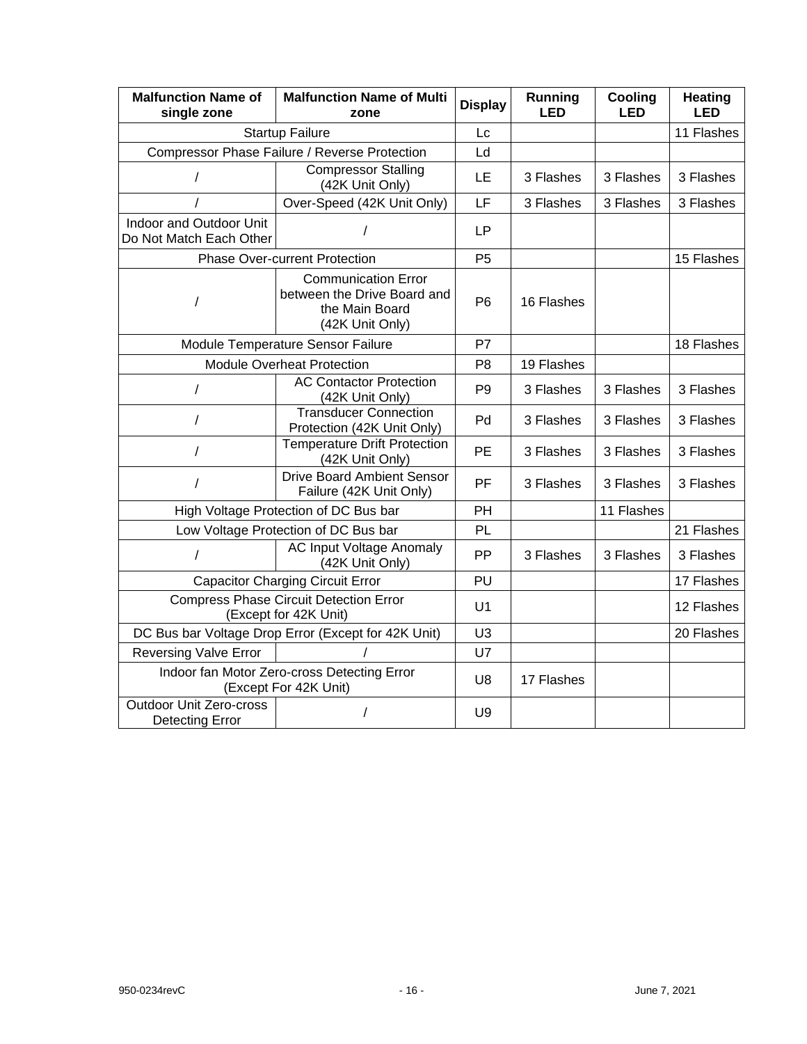| Malfunction Name of single zone | Malfunction Name of Multi zone | Display | Running LED | Cooling LED | Heating LED |
|---|---|---|---|---|---|
| Startup Failure | | Lc | | | 11 Flashes |
| Compressor Phase Failure / Reverse Protection | | Ld | | | |
| / | Compressor Stalling (42K Unit Only) | LE | 3 Flashes | 3 Flashes | 3 Flashes |
| / | Over-Speed (42K Unit Only) | LF | 3 Flashes | 3 Flashes | 3 Flashes |
| Indoor and Outdoor Unit Do Not Match Each Other | / | LP | | | |
| Phase Over-current Protection | | P5 | | | 15 Flashes |
| / | Communication Error between the Drive Board and the Main Board (42K Unit Only) | P6 | 16 Flashes | | |
| Module Temperature Sensor Failure | | P7 | | | 18 Flashes |
| Module Overheat Protection | | P8 | 19 Flashes | | |
| / | AC Contactor Protection (42K Unit Only) | P9 | 3 Flashes | 3 Flashes | 3 Flashes |
| / | Transducer Connection Protection (42K Unit Only) | Pd | 3 Flashes | 3 Flashes | 3 Flashes |
| / | Temperature Drift Protection (42K Unit Only) | PE | 3 Flashes | 3 Flashes | 3 Flashes |
| / | Drive Board Ambient Sensor Failure (42K Unit Only) | PF | 3 Flashes | 3 Flashes | 3 Flashes |
| High Voltage Protection of DC Bus bar | | PH | | 11 Flashes | |
| Low Voltage Protection of DC Bus bar | | PL | | | 21 Flashes |
| / | AC Input Voltage Anomaly (42K Unit Only) | PP | 3 Flashes | 3 Flashes | 3 Flashes |
| Capacitor Charging Circuit Error | | PU | | | 17 Flashes |
| Compress Phase Circuit Detection Error (Except for 42K Unit) | | U1 | | | 12 Flashes |
| DC Bus bar Voltage Drop Error (Except for 42K Unit) | | U3 | | | 20 Flashes |
| Reversing Valve Error | / | U7 | | | |
| Indoor fan Motor Zero-cross Detecting Error (Except For 42K Unit) | | U8 | 17 Flashes | | |
| Outdoor Unit Zero-cross Detecting Error | / | U9 | | | |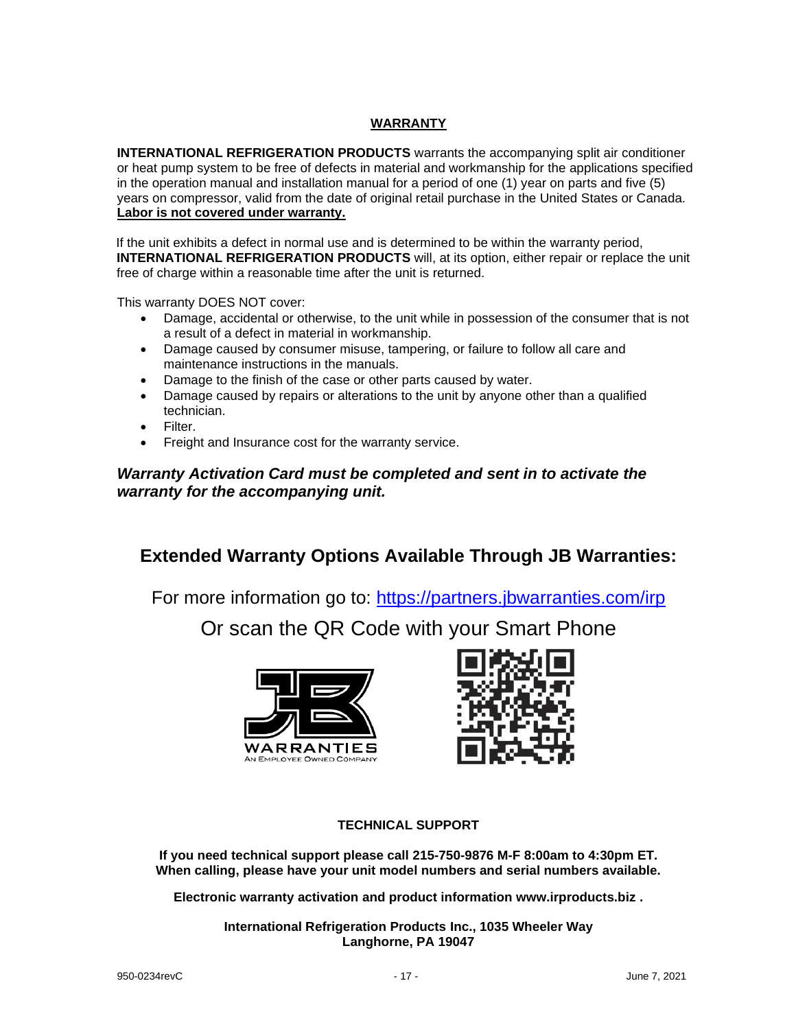## WARRANTY

**INTERNATIONAL REFRIGERATION PRODUCTS** warrants the accompanying split air conditioner or heat pump system to be free of defects in material and workmanship for the applications specified in the operation manual and installation manual for a period of one (1) year on parts and five (5) years on compressor, valid from the date of original retail purchase in the United States or Canada. **Labor is not covered under warranty.**

If the unit exhibits a defect in normal use and is determined to be within the warranty period, **INTERNATIONAL REFRIGERATION PRODUCTS** will, at its option, either repair or replace the unit free of charge within a reasonable time after the unit is returned.

This warranty DOES NOT cover:

- Damage, accidental or otherwise, to the unit while in possession of the consumer that is not a result of a defect in material in workmanship.
- Damage caused by consumer misuse, tampering, or failure to follow all care and maintenance instructions in the manuals.
- Damage to the finish of the case or other parts caused by water.
- Damage caused by repairs or alterations to the unit by anyone other than a qualified technician.
- Filter.
- Freight and Insurance cost for the warranty service.

***Warranty Activation Card must be completed and sent in to activate the warranty for the accompanying unit.***

## Extended Warranty Options Available Through JB Warranties:

For more information go to: https://partners.jbwarranties.com/irp

Or scan the QR Code with your Smart Phone

JB WARRANTIES
AN EMPLOYEE OWNED COMPANY

### TECHNICAL SUPPORT

**If you need technical support please call 215-750-9876 M-F 8:00am to 4:30pm ET. When calling, please have your unit model numbers and serial numbers available.**

**Electronic warranty activation and product information www.irproducts.biz .**

**International Refrigeration Products Inc., 1035 Wheeler Way**
**Langhorne, PA 19047**

950-0234revC June 7, 2021